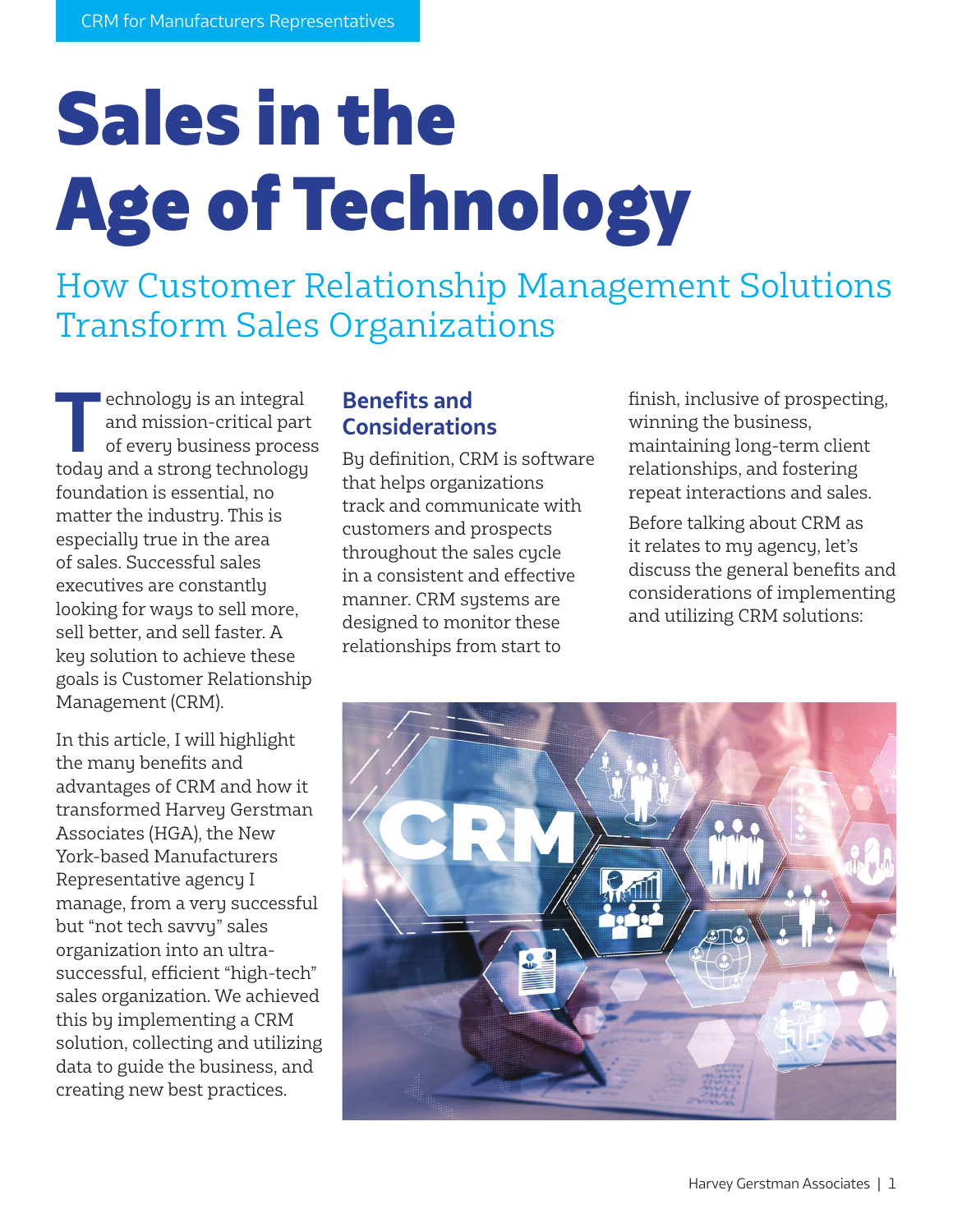CRM for Manufacturers Representatives

# Sales in the Age of Technology

## How Customer Relationship Management Solutions Transform Sales Organizations

Technology is an integral and mission-critical part of every business process today and a strong technology foundation is essential, no matter the industry. This is especially true in the area of sales. Successful sales executives are constantly looking for ways to sell more, sell better, and sell faster. A key solution to achieve these goals is Customer Relationship Management (CRM).

In this article, I will highlight the many benefits and advantages of CRM and how it transformed Harvey Gerstman Associates (HGA), the New York-based Manufacturers Representative agency I manage, from a very successful but "not tech savvy" sales organization into an ultra-successful, efficient "high-tech" sales organization. We achieved this by implementing a CRM solution, collecting and utilizing data to guide the business, and creating new best practices.

### Benefits and Considerations

By definition, CRM is software that helps organizations track and communicate with customers and prospects throughout the sales cycle in a consistent and effective manner. CRM systems are designed to monitor these relationships from start to finish, inclusive of prospecting, winning the business, maintaining long-term client relationships, and fostering repeat interactions and sales.

Before talking about CRM as it relates to my agency, let's discuss the general benefits and considerations of implementing and utilizing CRM solutions: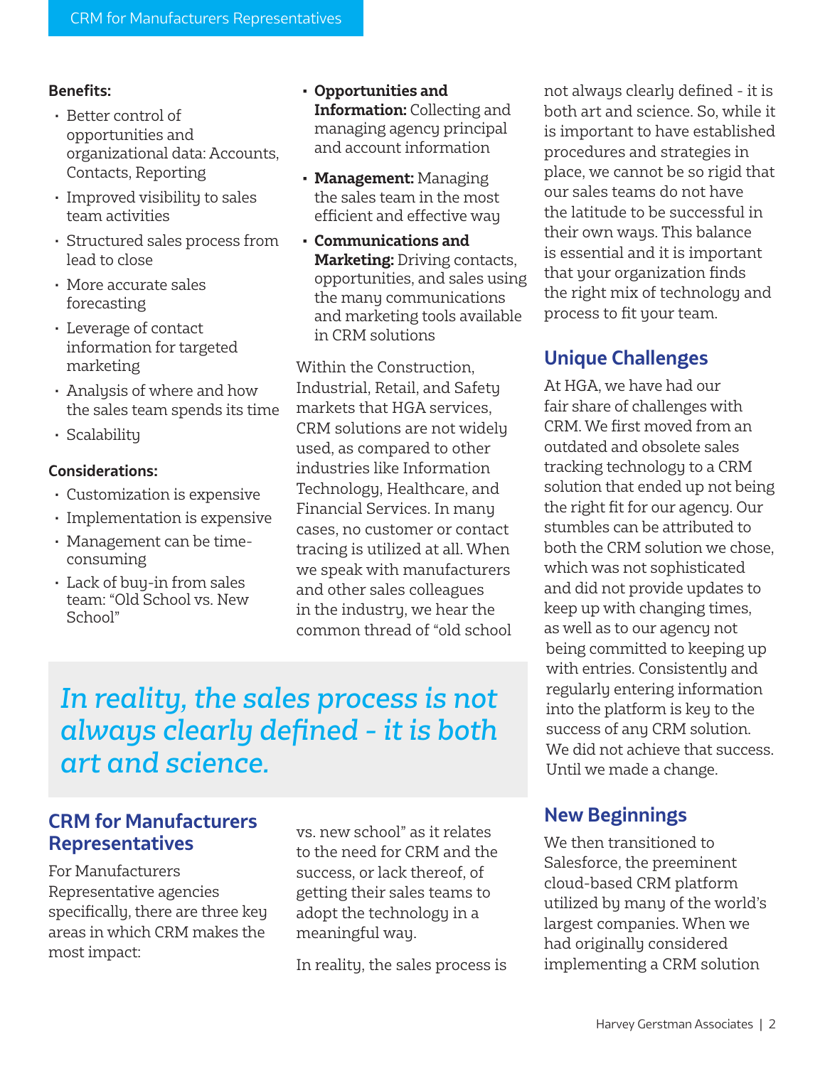**Benefits:**

- Better control of opportunities and organizational data: Accounts, Contacts, Reporting
- Improved visibility to sales team activities
- Structured sales process from lead to close
- More accurate sales forecasting
- Leverage of contact information for targeted marketing
- Analysis of where and how the sales team spends its time
- Scalability

**Considerations:**

- Customization is expensive
- Implementation is expensive
- Management can be time-consuming
- Lack of buy-in from sales team: "Old School vs. New School"

> *In reality, the sales process is not always clearly defined - it is both art and science.*

## CRM for Manufacturers Representatives

For Manufacturers Representative agencies specifically, there are three key areas in which CRM makes the most impact:

- **Opportunities and Information:** Collecting and managing agency principal and account information
- **Management:** Managing the sales team in the most efficient and effective way
- **Communications and Marketing:** Driving contacts, opportunities, and sales using the many communications and marketing tools available in CRM solutions

Within the Construction, Industrial, Retail, and Safety markets that HGA services, CRM solutions are not widely used, as compared to other industries like Information Technology, Healthcare, and Financial Services. In many cases, no customer or contact tracing is utilized at all. When we speak with manufacturers and other sales colleagues in the industry, we hear the common thread of "old school vs. new school" as it relates to the need for CRM and the success, or lack thereof, of getting their sales teams to adopt the technology in a meaningful way.

In reality, the sales process is not always clearly defined - it is both art and science. So, while it is important to have established procedures and strategies in place, we cannot be so rigid that our sales teams do not have the latitude to be successful in their own ways. This balance is essential and it is important that your organization finds the right mix of technology and process to fit your team.

## Unique Challenges

At HGA, we have had our fair share of challenges with CRM. We first moved from an outdated and obsolete sales tracking technology to a CRM solution that ended up not being the right fit for our agency. Our stumbles can be attributed to both the CRM solution we chose, which was not sophisticated and did not provide updates to keep up with changing times, as well as to our agency not being committed to keeping up with entries. Consistently and regularly entering information into the platform is key to the success of any CRM solution. We did not achieve that success. Until we made a change.

## New Beginnings

We then transitioned to Salesforce, the preeminent cloud-based CRM platform utilized by many of the world's largest companies. When we had originally considered implementing a CRM solution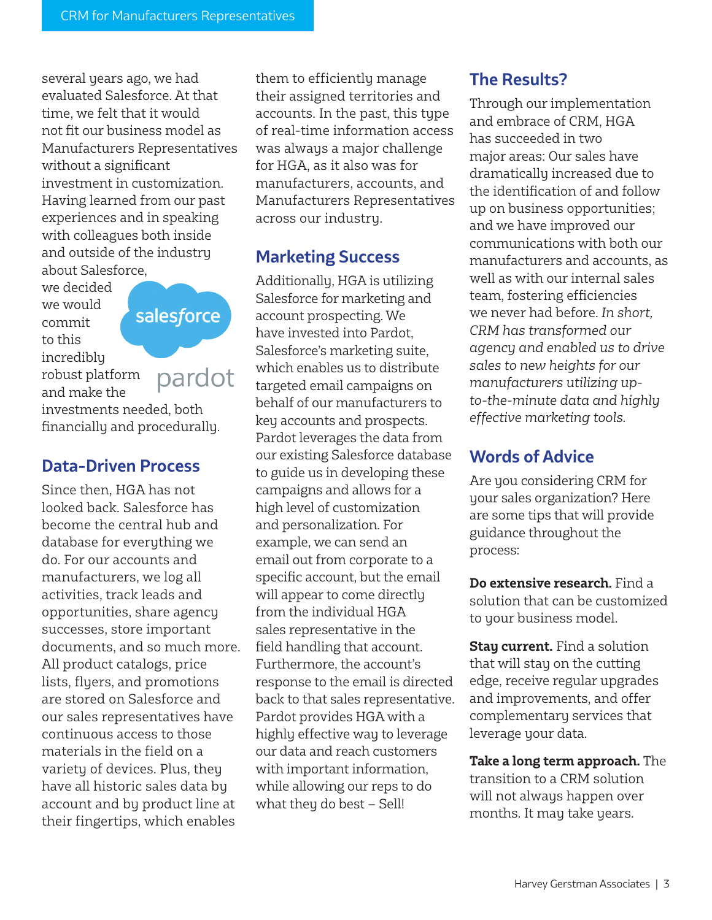several years ago, we had evaluated Salesforce. At that time, we felt that it would not fit our business model as Manufacturers Representatives without a significant investment in customization. Having learned from our past experiences and in speaking with colleagues both inside and outside of the industry about Salesforce, we decided we would commit to this incredibly robust platform and make the investments needed, both financially and procedurally.

## Data-Driven Process

Since then, HGA has not looked back. Salesforce has become the central hub and database for everything we do. For our accounts and manufacturers, we log all activities, track leads and opportunities, share agency successes, store important documents, and so much more. All product catalogs, price lists, flyers, and promotions are stored on Salesforce and our sales representatives have continuous access to those materials in the field on a variety of devices. Plus, they have all historic sales data by account and by product line at their fingertips, which enables them to efficiently manage their assigned territories and accounts. In the past, this type of real-time information access was always a major challenge for HGA, as it also was for manufacturers, accounts, and Manufacturers Representatives across our industry.

## Marketing Success

Additionally, HGA is utilizing Salesforce for marketing and account prospecting. We have invested into Pardot, Salesforce's marketing suite, which enables us to distribute targeted email campaigns on behalf of our manufacturers to key accounts and prospects. Pardot leverages the data from our existing Salesforce database to guide us in developing these campaigns and allows for a high level of customization and personalization. For example, we can send an email out from corporate to a specific account, but the email will appear to come directly from the individual HGA sales representative in the field handling that account. Furthermore, the account's response to the email is directed back to that sales representative. Pardot provides HGA with a highly effective way to leverage our data and reach customers with important information, while allowing our reps to do what they do best – Sell!

## The Results?

Through our implementation and embrace of CRM, HGA has succeeded in two major areas: Our sales have dramatically increased due to the identification of and follow up on business opportunities; and we have improved our communications with both our manufacturers and accounts, as well as with our internal sales team, fostering efficiencies we never had before. *In short, CRM has transformed our agency and enabled us to drive sales to new heights for our manufacturers utilizing up-to-the-minute data and highly effective marketing tools.*

## Words of Advice

Are you considering CRM for your sales organization? Here are some tips that will provide guidance throughout the process:

**Do extensive research.** Find a solution that can be customized to your business model.

**Stay current.** Find a solution that will stay on the cutting edge, receive regular upgrades and improvements, and offer complementary services that leverage your data.

**Take a long term approach.** The transition to a CRM solution will not always happen over months. It may take years.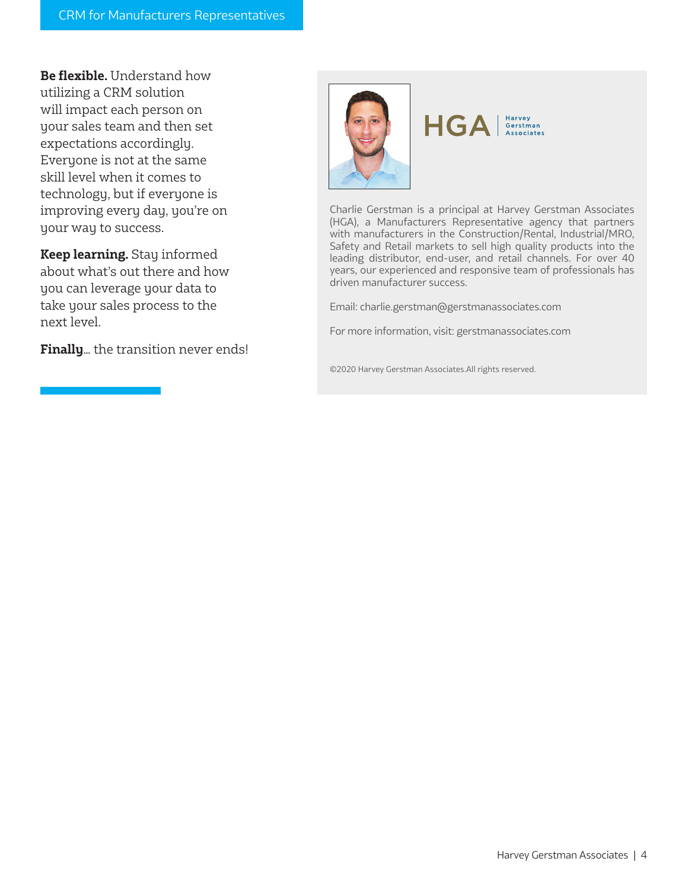**Be flexible.** Understand how utilizing a CRM solution will impact each person on your sales team and then set expectations accordingly. Everyone is not at the same skill level when it comes to technology, but if everyone is improving every day, you're on your way to success.

**Keep learning.** Stay informed about what's out there and how you can leverage your data to take your sales process to the next level.

**Finally**… the transition never ends!

HGA | Harvey Gerstman Associates

Charlie Gerstman is a principal at Harvey Gerstman Associates (HGA), a Manufacturers Representative agency that partners with manufacturers in the Construction/Rental, Industrial/MRO, Safety and Retail markets to sell high quality products into the leading distributor, end-user, and retail channels. For over 40 years, our experienced and responsive team of professionals has driven manufacturer success.

Email: charlie.gerstman@gerstmanassociates.com

For more information, visit: gerstmanassociates.com

©2020 Harvey Gerstman Associates.All rights reserved.